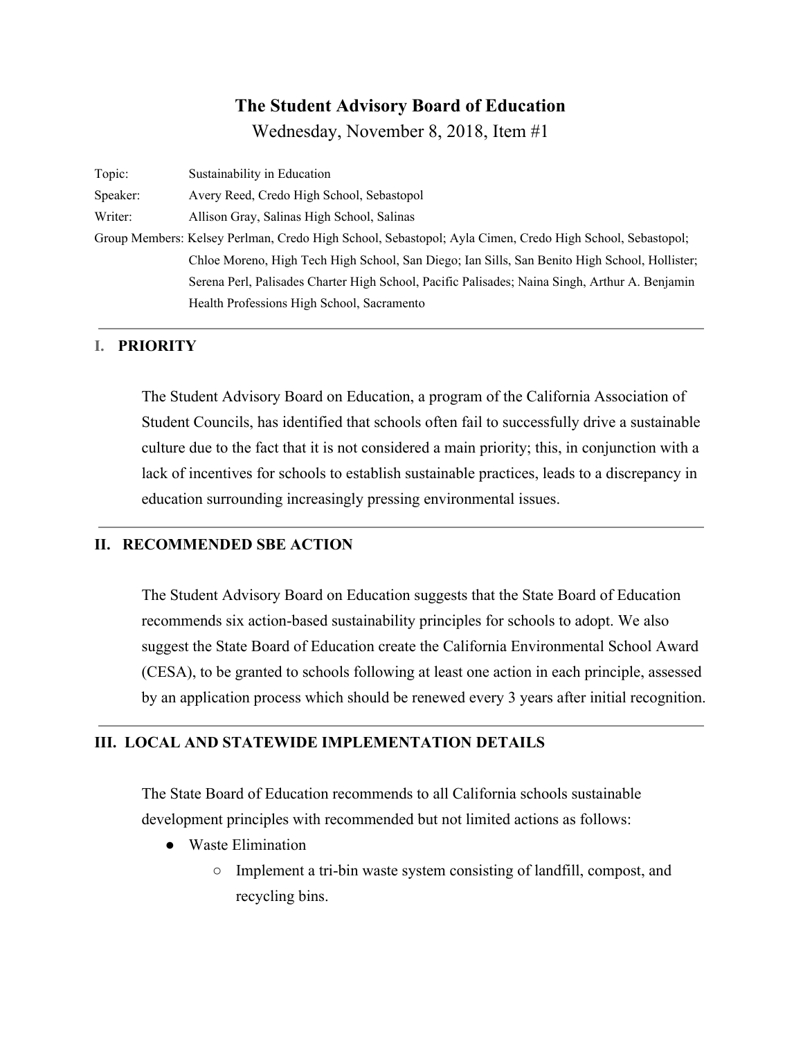# The Student Advisory Board of Education

Wednesday, November 8, 2018, Item #1

Topic: Sustainability in Education

Speaker: Avery Reed, Credo High School, Sebastopol

Writer: Allison Gray, Salinas High School, Salinas

Group Members: Kelsey Perlman, Credo High School, Sebastopol; Ayla Cimen, Credo High School, Sebastopol; Chloe Moreno, High Tech High School, San Diego; Ian Sills, San Benito High School, Hollister; Serena Perl, Palisades Charter High School, Pacific Palisades; Naina Singh, Arthur A. Benjamin Health Professions High School, Sacramento

---

## I. PRIORITY

The Student Advisory Board on Education, a program of the California Association of Student Councils, has identified that schools often fail to successfully drive a sustainable culture due to the fact that it is not considered a main priority; this, in conjunction with a lack of incentives for schools to establish sustainable practices, leads to a discrepancy in education surrounding increasingly pressing environmental issues.

---

## II. RECOMMENDED SBE ACTION

The Student Advisory Board on Education suggests that the State Board of Education recommends six action-based sustainability principles for schools to adopt. We also suggest the State Board of Education create the California Environmental School Award (CESA), to be granted to schools following at least one action in each principle, assessed by an application process which should be renewed every 3 years after initial recognition.

---

## III. LOCAL AND STATEWIDE IMPLEMENTATION DETAILS

The State Board of Education recommends to all California schools sustainable development principles with recommended but not limited actions as follows:

- Waste Elimination
  - Implement a tri-bin waste system consisting of landfill, compost, and recycling bins.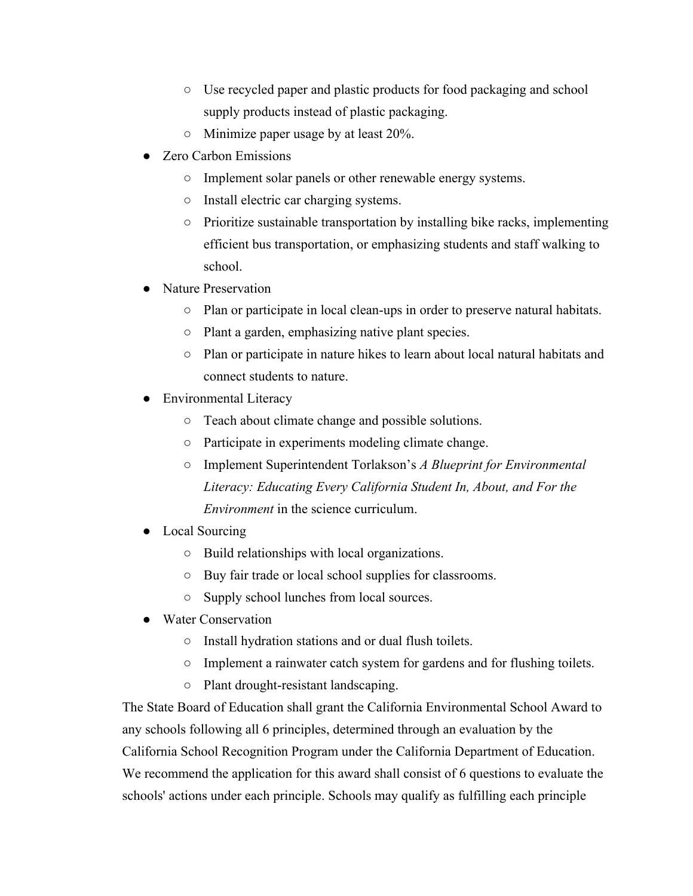- Use recycled paper and plastic products for food packaging and school supply products instead of plastic packaging.
    - Minimize paper usage by at least 20%.
- Zero Carbon Emissions
    - Implement solar panels or other renewable energy systems.
    - Install electric car charging systems.
    - Prioritize sustainable transportation by installing bike racks, implementing efficient bus transportation, or emphasizing students and staff walking to school.
- Nature Preservation
    - Plan or participate in local clean-ups in order to preserve natural habitats.
    - Plant a garden, emphasizing native plant species.
    - Plan or participate in nature hikes to learn about local natural habitats and connect students to nature.
- Environmental Literacy
    - Teach about climate change and possible solutions.
    - Participate in experiments modeling climate change.
    - Implement Superintendent Torlakson's *A Blueprint for Environmental Literacy: Educating Every California Student In, About, and For the Environment* in the science curriculum.
- Local Sourcing
    - Build relationships with local organizations.
    - Buy fair trade or local school supplies for classrooms.
    - Supply school lunches from local sources.
- Water Conservation
    - Install hydration stations and or dual flush toilets.
    - Implement a rainwater catch system for gardens and for flushing toilets.
    - Plant drought-resistant landscaping.

The State Board of Education shall grant the California Environmental School Award to any schools following all 6 principles, determined through an evaluation by the California School Recognition Program under the California Department of Education. We recommend the application for this award shall consist of 6 questions to evaluate the schools' actions under each principle. Schools may qualify as fulfilling each principle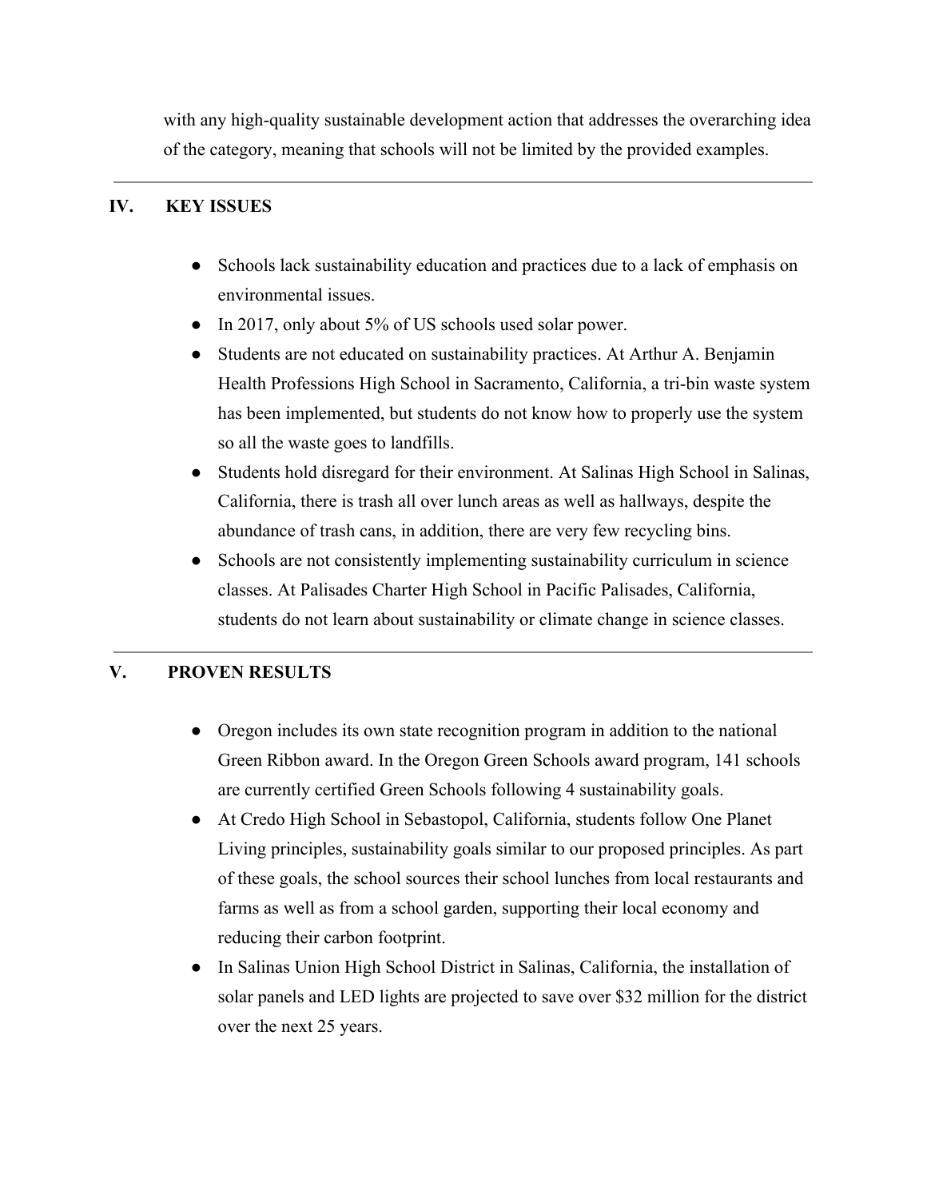with any high-quality sustainable development action that addresses the overarching idea of the category, meaning that schools will not be limited by the provided examples.

---

## IV. KEY ISSUES

- Schools lack sustainability education and practices due to a lack of emphasis on environmental issues.
- In 2017, only about 5% of US schools used solar power.
- Students are not educated on sustainability practices. At Arthur A. Benjamin Health Professions High School in Sacramento, California, a tri-bin waste system has been implemented, but students do not know how to properly use the system so all the waste goes to landfills.
- Students hold disregard for their environment. At Salinas High School in Salinas, California, there is trash all over lunch areas as well as hallways, despite the abundance of trash cans, in addition, there are very few recycling bins.
- Schools are not consistently implementing sustainability curriculum in science classes. At Palisades Charter High School in Pacific Palisades, California, students do not learn about sustainability or climate change in science classes.

---

## V. PROVEN RESULTS

- Oregon includes its own state recognition program in addition to the national Green Ribbon award. In the Oregon Green Schools award program, 141 schools are currently certified Green Schools following 4 sustainability goals.
- At Credo High School in Sebastopol, California, students follow One Planet Living principles, sustainability goals similar to our proposed principles. As part of these goals, the school sources their school lunches from local restaurants and farms as well as from a school garden, supporting their local economy and reducing their carbon footprint.
- In Salinas Union High School District in Salinas, California, the installation of solar panels and LED lights are projected to save over $32 million for the district over the next 25 years.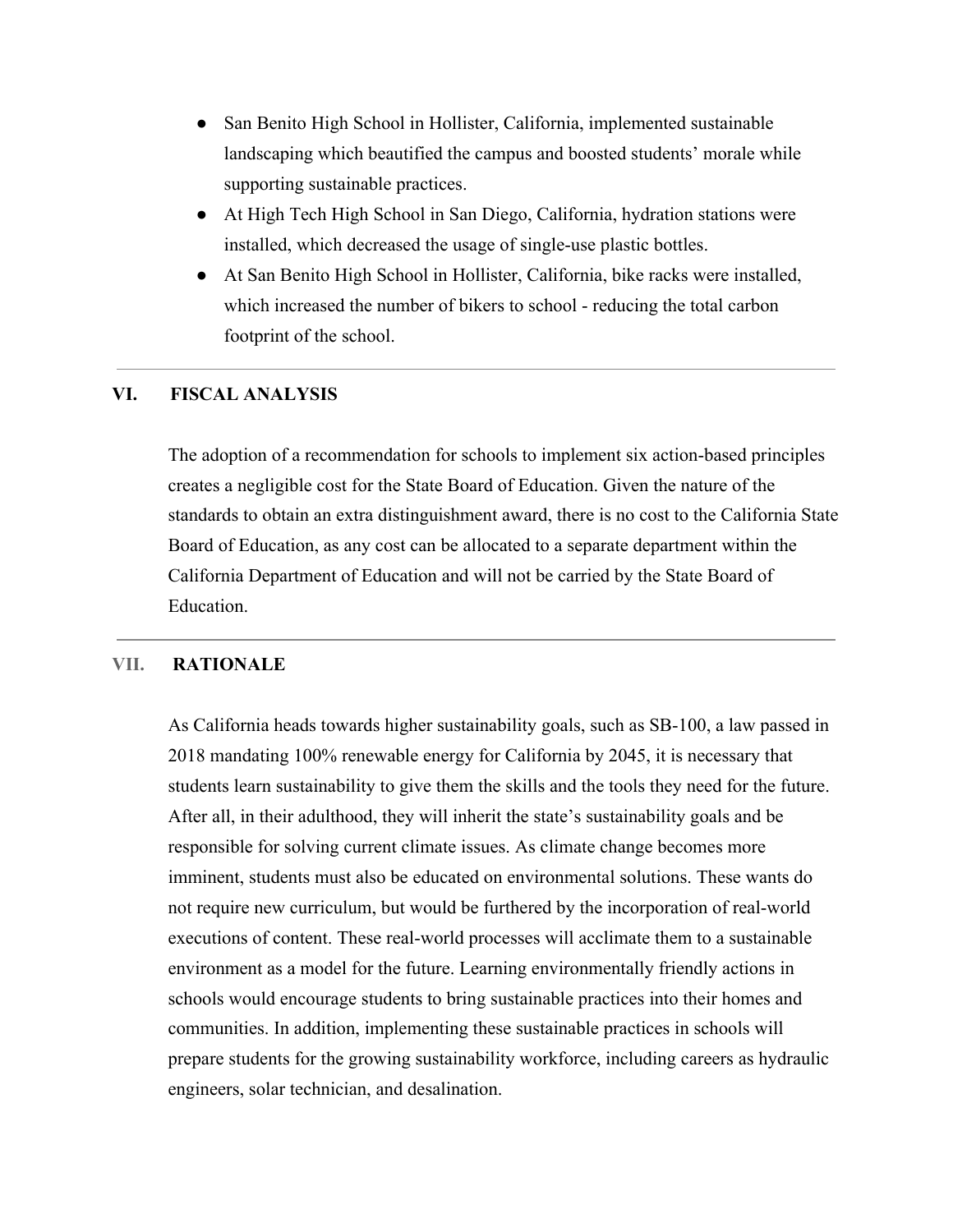- San Benito High School in Hollister, California, implemented sustainable landscaping which beautified the campus and boosted students' morale while supporting sustainable practices.
- At High Tech High School in San Diego, California, hydration stations were installed, which decreased the usage of single-use plastic bottles.
- At San Benito High School in Hollister, California, bike racks were installed, which increased the number of bikers to school - reducing the total carbon footprint of the school.

---

## VI. FISCAL ANALYSIS

The adoption of a recommendation for schools to implement six action-based principles creates a negligible cost for the State Board of Education. Given the nature of the standards to obtain an extra distinguishment award, there is no cost to the California State Board of Education, as any cost can be allocated to a separate department within the California Department of Education and will not be carried by the State Board of Education.

---

## VII. RATIONALE

As California heads towards higher sustainability goals, such as SB-100, a law passed in 2018 mandating 100% renewable energy for California by 2045, it is necessary that students learn sustainability to give them the skills and the tools they need for the future. After all, in their adulthood, they will inherit the state's sustainability goals and be responsible for solving current climate issues. As climate change becomes more imminent, students must also be educated on environmental solutions. These wants do not require new curriculum, but would be furthered by the incorporation of real-world executions of content. These real-world processes will acclimate them to a sustainable environment as a model for the future. Learning environmentally friendly actions in schools would encourage students to bring sustainable practices into their homes and communities. In addition, implementing these sustainable practices in schools will prepare students for the growing sustainability workforce, including careers as hydraulic engineers, solar technician, and desalination.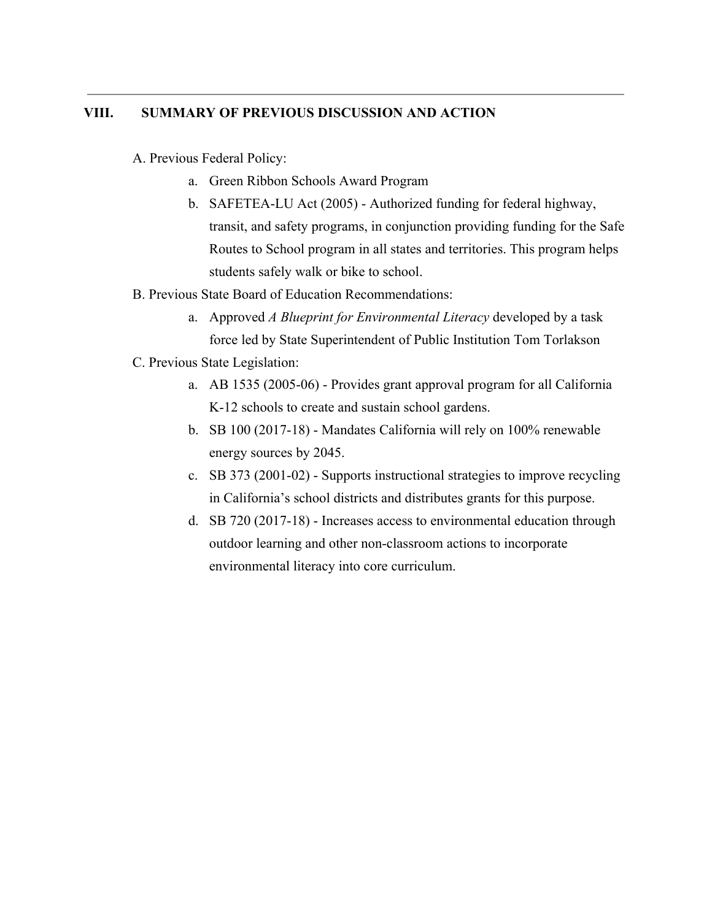## VIII. SUMMARY OF PREVIOUS DISCUSSION AND ACTION

A. Previous Federal Policy:

a. Green Ribbon Schools Award Program
b. SAFETEA-LU Act (2005) - Authorized funding for federal highway, transit, and safety programs, in conjunction providing funding for the Safe Routes to School program in all states and territories. This program helps students safely walk or bike to school.

B. Previous State Board of Education Recommendations:

a. Approved *A Blueprint for Environmental Literacy* developed by a task force led by State Superintendent of Public Institution Tom Torlakson

C. Previous State Legislation:

a. AB 1535 (2005-06) - Provides grant approval program for all California K-12 schools to create and sustain school gardens.
b. SB 100 (2017-18) - Mandates California will rely on 100% renewable energy sources by 2045.
c. SB 373 (2001-02) - Supports instructional strategies to improve recycling in California's school districts and distributes grants for this purpose.
d. SB 720 (2017-18) - Increases access to environmental education through outdoor learning and other non-classroom actions to incorporate environmental literacy into core curriculum.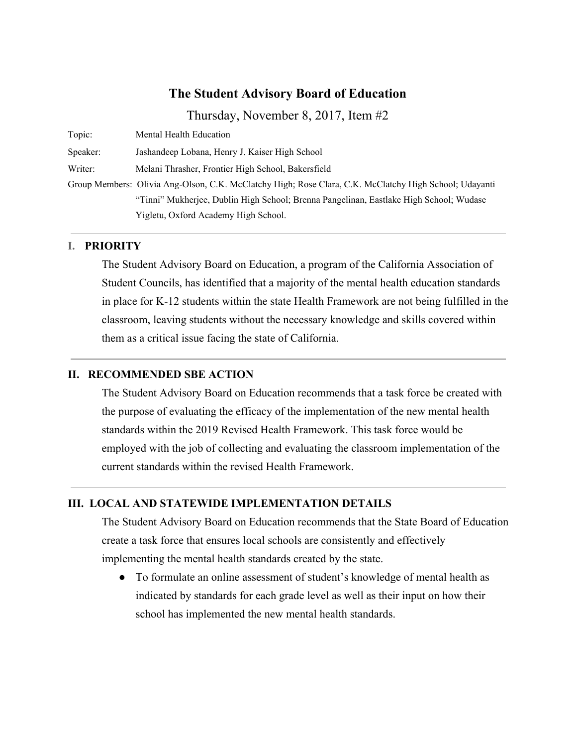# The Student Advisory Board of Education

Thursday, November 8, 2017, Item #2

Topic: Mental Health Education

Speaker: Jashandeep Lobana, Henry J. Kaiser High School

Writer: Melani Thrasher, Frontier High School, Bakersfield

Group Members: Olivia Ang-Olson, C.K. McClatchy High; Rose Clara, C.K. McClatchy High School; Udayanti "Tinni" Mukherjee, Dublin High School; Brenna Pangelinan, Eastlake High School; Wudase Yigletu, Oxford Academy High School.

## I. PRIORITY

The Student Advisory Board on Education, a program of the California Association of Student Councils, has identified that a majority of the mental health education standards in place for K-12 students within the state Health Framework are not being fulfilled in the classroom, leaving students without the necessary knowledge and skills covered within them as a critical issue facing the state of California.

## II. RECOMMENDED SBE ACTION

The Student Advisory Board on Education recommends that a task force be created with the purpose of evaluating the efficacy of the implementation of the new mental health standards within the 2019 Revised Health Framework. This task force would be employed with the job of collecting and evaluating the classroom implementation of the current standards within the revised Health Framework.

## III. LOCAL AND STATEWIDE IMPLEMENTATION DETAILS

The Student Advisory Board on Education recommends that the State Board of Education create a task force that ensures local schools are consistently and effectively implementing the mental health standards created by the state.

- To formulate an online assessment of student's knowledge of mental health as indicated by standards for each grade level as well as their input on how their school has implemented the new mental health standards.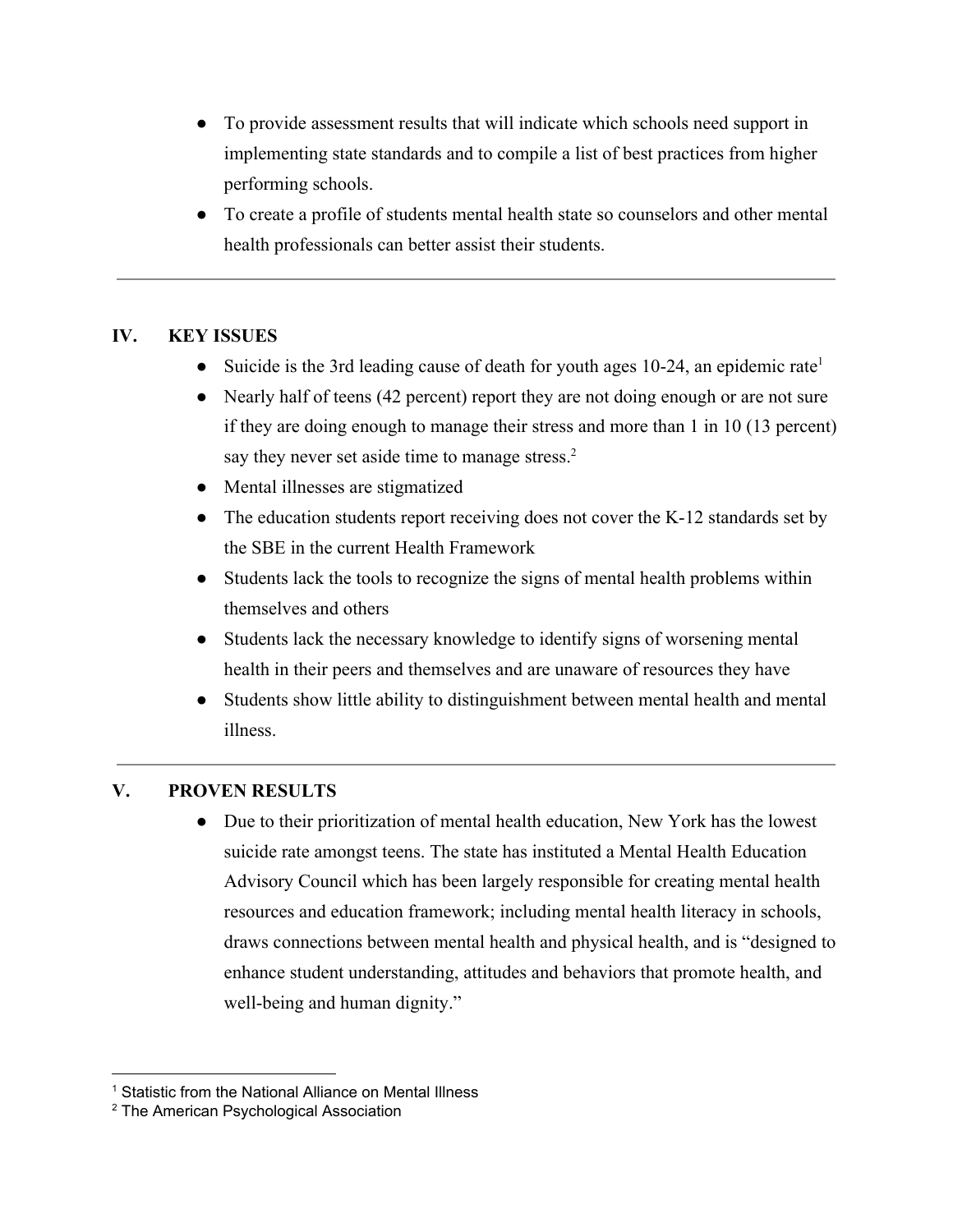- To provide assessment results that will indicate which schools need support in implementing state standards and to compile a list of best practices from higher performing schools.
- To create a profile of students mental health state so counselors and other mental health professionals can better assist their students.

---

## IV. KEY ISSUES

- Suicide is the 3rd leading cause of death for youth ages 10-24, an epidemic rate[1]
- Nearly half of teens (42 percent) report they are not doing enough or are not sure if they are doing enough to manage their stress and more than 1 in 10 (13 percent) say they never set aside time to manage stress.[2]
- Mental illnesses are stigmatized
- The education students report receiving does not cover the K-12 standards set by the SBE in the current Health Framework
- Students lack the tools to recognize the signs of mental health problems within themselves and others
- Students lack the necessary knowledge to identify signs of worsening mental health in their peers and themselves and are unaware of resources they have
- Students show little ability to distinguishment between mental health and mental illness.

---

## V. PROVEN RESULTS

- Due to their prioritization of mental health education, New York has the lowest suicide rate amongst teens. The state has instituted a Mental Health Education Advisory Council which has been largely responsible for creating mental health resources and education framework; including mental health literacy in schools, draws connections between mental health and physical health, and is "designed to enhance student understanding, attitudes and behaviors that promote health, and well-being and human dignity."

---

[1] Statistic from the National Alliance on Mental Illness

[2] The American Psychological Association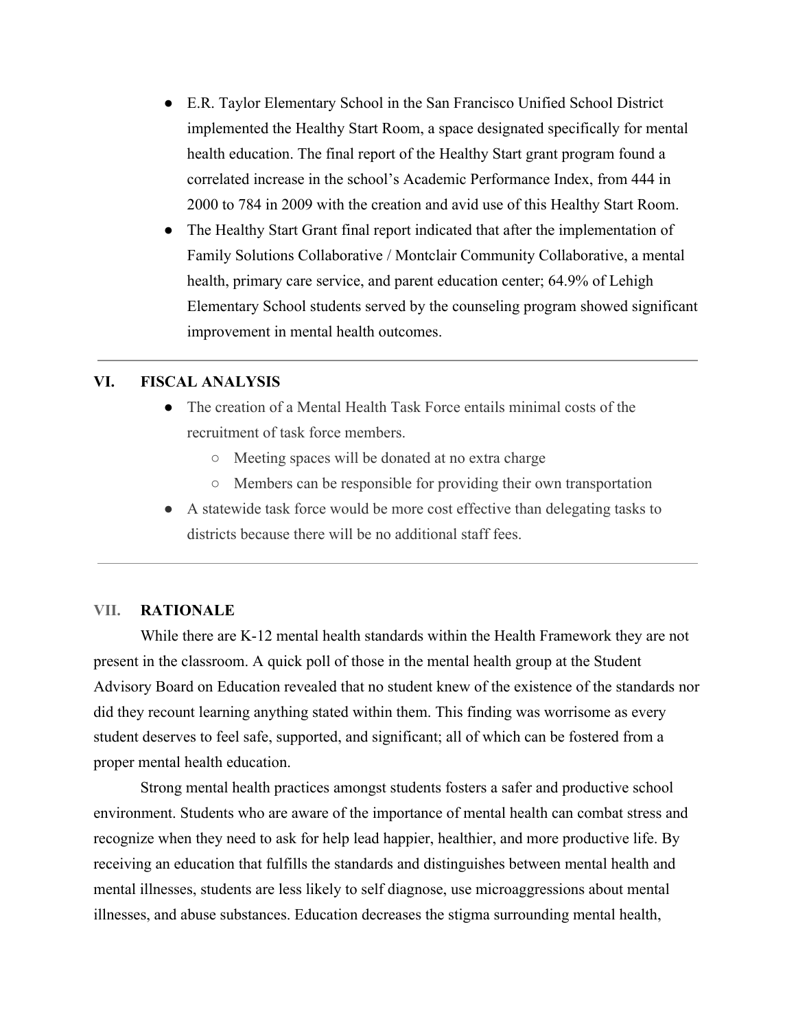- E.R. Taylor Elementary School in the San Francisco Unified School District implemented the Healthy Start Room, a space designated specifically for mental health education. The final report of the Healthy Start grant program found a correlated increase in the school's Academic Performance Index, from 444 in 2000 to 784 in 2009 with the creation and avid use of this Healthy Start Room.
- The Healthy Start Grant final report indicated that after the implementation of Family Solutions Collaborative / Montclair Community Collaborative, a mental health, primary care service, and parent education center; 64.9% of Lehigh Elementary School students served by the counseling program showed significant improvement in mental health outcomes.

---

## VI. FISCAL ANALYSIS

- The creation of a Mental Health Task Force entails minimal costs of the recruitment of task force members.
  - Meeting spaces will be donated at no extra charge
  - Members can be responsible for providing their own transportation
- A statewide task force would be more cost effective than delegating tasks to districts because there will be no additional staff fees.

---

## VII. RATIONALE

While there are K-12 mental health standards within the Health Framework they are not present in the classroom. A quick poll of those in the mental health group at the Student Advisory Board on Education revealed that no student knew of the existence of the standards nor did they recount learning anything stated within them. This finding was worrisome as every student deserves to feel safe, supported, and significant; all of which can be fostered from a proper mental health education.

Strong mental health practices amongst students fosters a safer and productive school environment. Students who are aware of the importance of mental health can combat stress and recognize when they need to ask for help lead happier, healthier, and more productive life. By receiving an education that fulfills the standards and distinguishes between mental health and mental illnesses, students are less likely to self diagnose, use microaggressions about mental illnesses, and abuse substances. Education decreases the stigma surrounding mental health,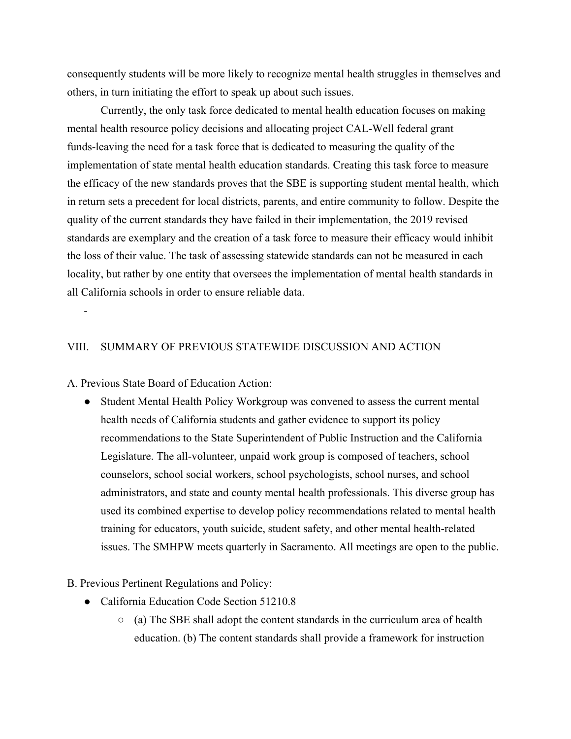consequently students will be more likely to recognize mental health struggles in themselves and others, in turn initiating the effort to speak up about such issues.

Currently, the only task force dedicated to mental health education focuses on making mental health resource policy decisions and allocating project CAL-Well federal grant funds-leaving the need for a task force that is dedicated to measuring the quality of the implementation of state mental health education standards. Creating this task force to measure the efficacy of the new standards proves that the SBE is supporting student mental health, which in return sets a precedent for local districts, parents, and entire community to follow. Despite the quality of the current standards they have failed in their implementation, the 2019 revised standards are exemplary and the creation of a task force to measure their efficacy would inhibit the loss of their value. The task of assessing statewide standards can not be measured in each locality, but rather by one entity that oversees the implementation of mental health standards in all California schools in order to ensure reliable data.

-

VIII. SUMMARY OF PREVIOUS STATEWIDE DISCUSSION AND ACTION

A. Previous State Board of Education Action:

- Student Mental Health Policy Workgroup was convened to assess the current mental health needs of California students and gather evidence to support its policy recommendations to the State Superintendent of Public Instruction and the California Legislature. The all-volunteer, unpaid work group is composed of teachers, school counselors, school social workers, school psychologists, school nurses, and school administrators, and state and county mental health professionals. This diverse group has used its combined expertise to develop policy recommendations related to mental health training for educators, youth suicide, student safety, and other mental health-related issues. The SMHPW meets quarterly in Sacramento. All meetings are open to the public.

B. Previous Pertinent Regulations and Policy:

- California Education Code Section 51210.8
  - (a) The SBE shall adopt the content standards in the curriculum area of health education. (b) The content standards shall provide a framework for instruction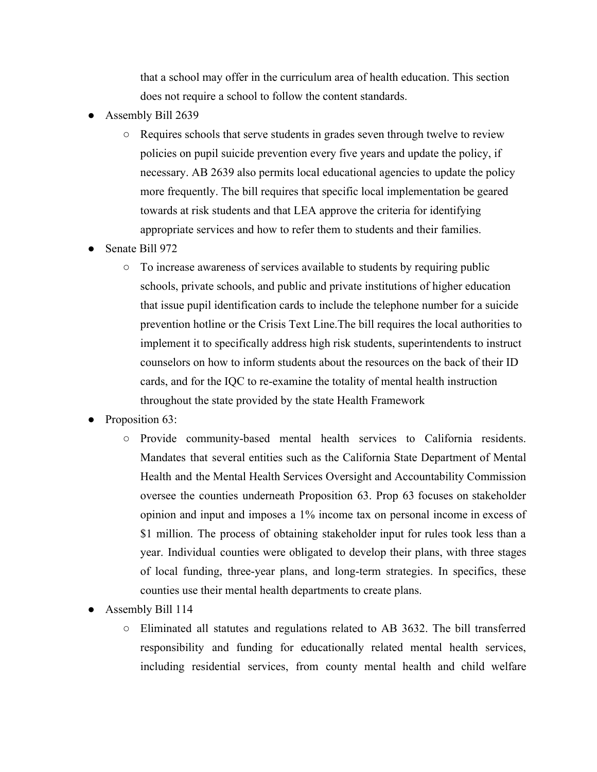that a school may offer in the curriculum area of health education. This section does not require a school to follow the content standards.

- Assembly Bill 2639
    - Requires schools that serve students in grades seven through twelve to review policies on pupil suicide prevention every five years and update the policy, if necessary. AB 2639 also permits local educational agencies to update the policy more frequently. The bill requires that specific local implementation be geared towards at risk students and that LEA approve the criteria for identifying appropriate services and how to refer them to students and their families.
- Senate Bill 972
    - To increase awareness of services available to students by requiring public schools, private schools, and public and private institutions of higher education that issue pupil identification cards to include the telephone number for a suicide prevention hotline or the Crisis Text Line.The bill requires the local authorities to implement it to specifically address high risk students, superintendents to instruct counselors on how to inform students about the resources on the back of their ID cards, and for the IQC to re-examine the totality of mental health instruction throughout the state provided by the state Health Framework
- Proposition 63:
    - Provide community-based mental health services to California residents. Mandates that several entities such as the California State Department of Mental Health and the Mental Health Services Oversight and Accountability Commission oversee the counties underneath Proposition 63. Prop 63 focuses on stakeholder opinion and input and imposes a 1% income tax on personal income in excess of $1 million. The process of obtaining stakeholder input for rules took less than a year. Individual counties were obligated to develop their plans, with three stages of local funding, three-year plans, and long-term strategies. In specifics, these counties use their mental health departments to create plans.
- Assembly Bill 114
    - Eliminated all statutes and regulations related to AB 3632. The bill transferred responsibility and funding for educationally related mental health services, including residential services, from county mental health and child welfare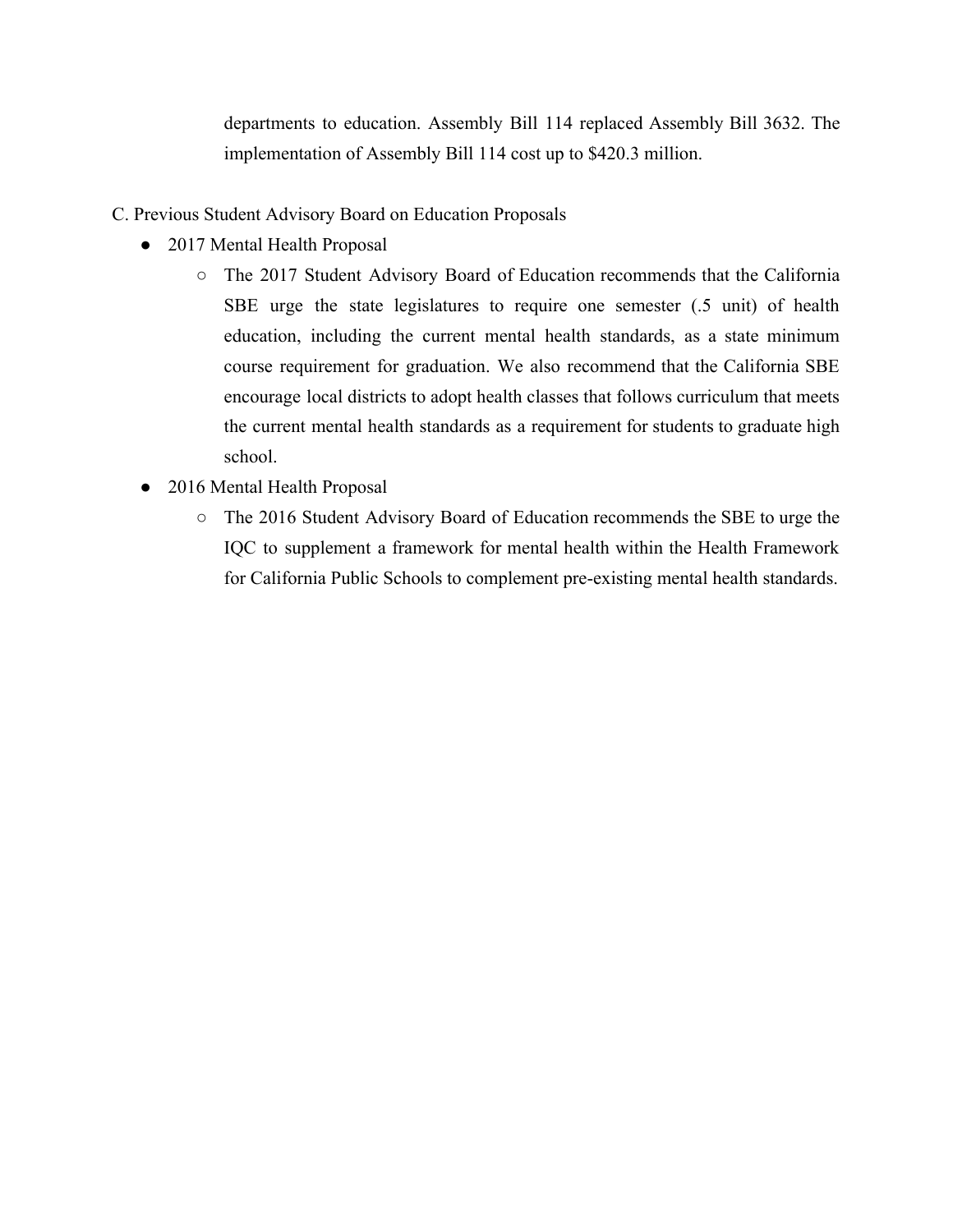departments to education. Assembly Bill 114 replaced Assembly Bill 3632. The implementation of Assembly Bill 114 cost up to $420.3 million.

C. Previous Student Advisory Board on Education Proposals

- 2017 Mental Health Proposal
  - The 2017 Student Advisory Board of Education recommends that the California SBE urge the state legislatures to require one semester (.5 unit) of health education, including the current mental health standards, as a state minimum course requirement for graduation. We also recommend that the California SBE encourage local districts to adopt health classes that follows curriculum that meets the current mental health standards as a requirement for students to graduate high school.
- 2016 Mental Health Proposal
  - The 2016 Student Advisory Board of Education recommends the SBE to urge the IQC to supplement a framework for mental health within the Health Framework for California Public Schools to complement pre-existing mental health standards.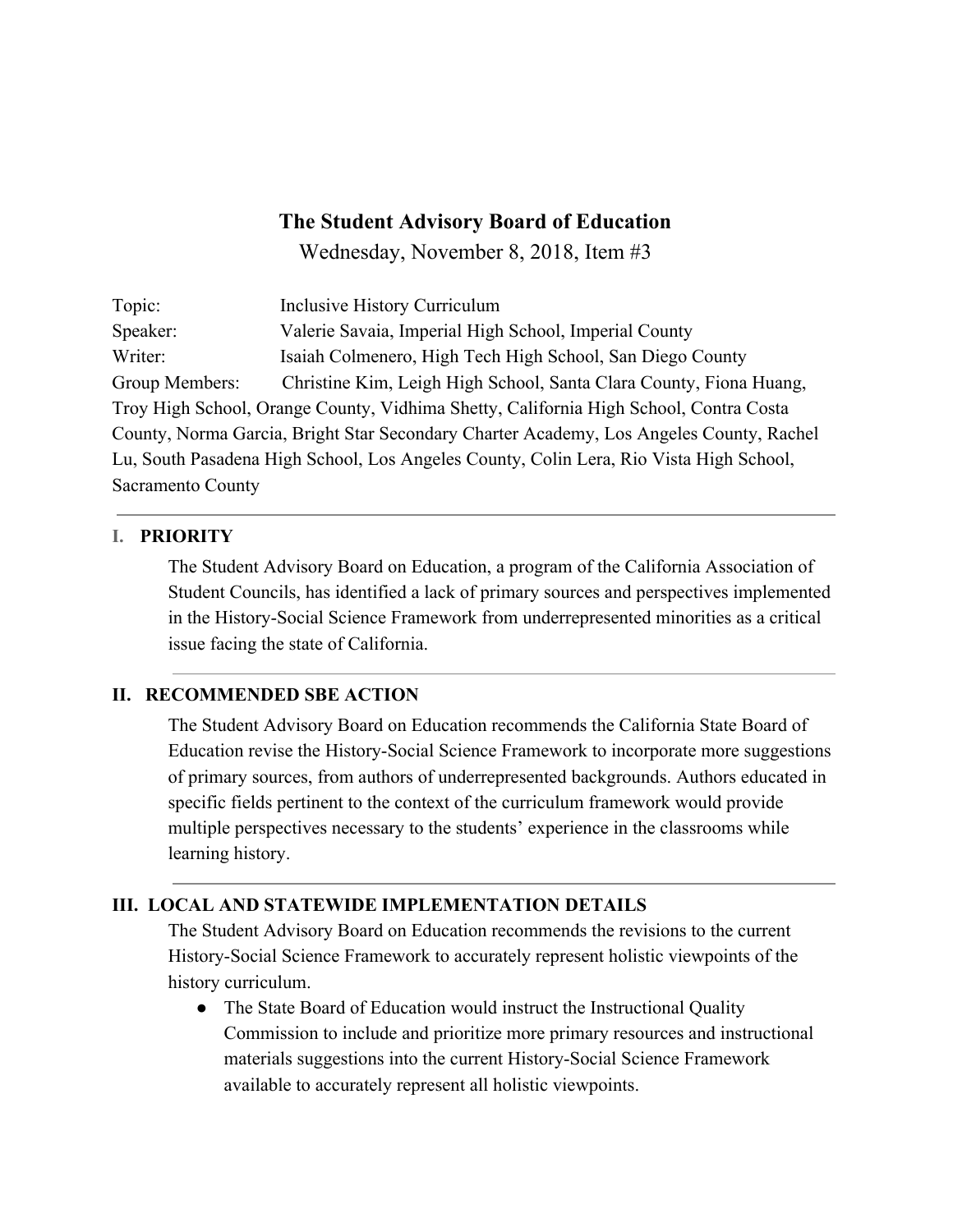## The Student Advisory Board of Education

Wednesday, November 8, 2018, Item #3

Topic: Inclusive History Curriculum
Speaker: Valerie Savaia, Imperial High School, Imperial County
Writer: Isaiah Colmenero, High Tech High School, San Diego County
Group Members: Christine Kim, Leigh High School, Santa Clara County, Fiona Huang, Troy High School, Orange County, Vidhima Shetty, California High School, Contra Costa County, Norma Garcia, Bright Star Secondary Charter Academy, Los Angeles County, Rachel Lu, South Pasadena High School, Los Angeles County, Colin Lera, Rio Vista High School, Sacramento County

---

### I. PRIORITY

The Student Advisory Board on Education, a program of the California Association of Student Councils, has identified a lack of primary sources and perspectives implemented in the History-Social Science Framework from underrepresented minorities as a critical issue facing the state of California.

---

### II. RECOMMENDED SBE ACTION

The Student Advisory Board on Education recommends the California State Board of Education revise the History-Social Science Framework to incorporate more suggestions of primary sources, from authors of underrepresented backgrounds. Authors educated in specific fields pertinent to the context of the curriculum framework would provide multiple perspectives necessary to the students' experience in the classrooms while learning history.

---

### III. LOCAL AND STATEWIDE IMPLEMENTATION DETAILS

The Student Advisory Board on Education recommends the revisions to the current History-Social Science Framework to accurately represent holistic viewpoints of the history curriculum.

- The State Board of Education would instruct the Instructional Quality Commission to include and prioritize more primary resources and instructional materials suggestions into the current History-Social Science Framework available to accurately represent all holistic viewpoints.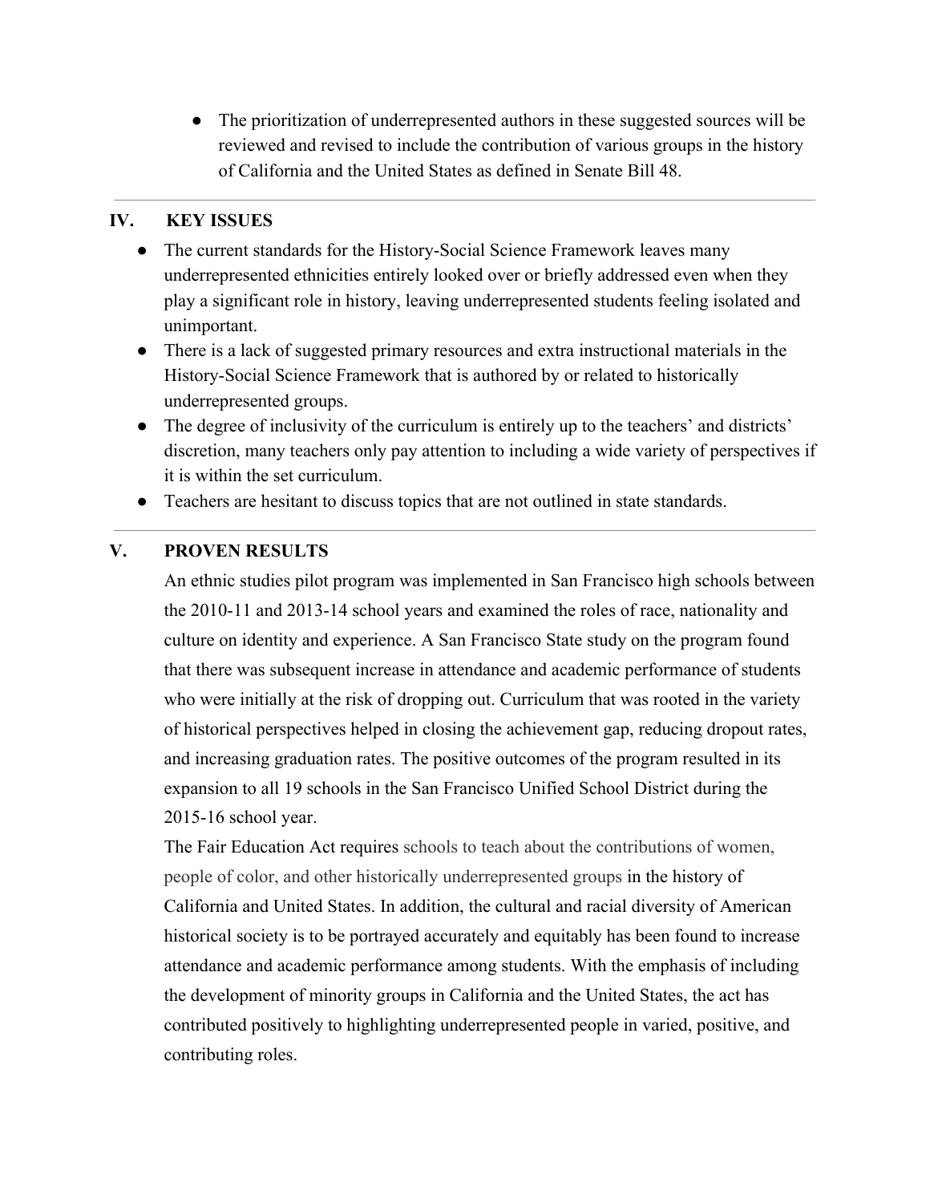- The prioritization of underrepresented authors in these suggested sources will be reviewed and revised to include the contribution of various groups in the history of California and the United States as defined in Senate Bill 48.

---

## IV. KEY ISSUES

- The current standards for the History-Social Science Framework leaves many underrepresented ethnicities entirely looked over or briefly addressed even when they play a significant role in history, leaving underrepresented students feeling isolated and unimportant.
- There is a lack of suggested primary resources and extra instructional materials in the History-Social Science Framework that is authored by or related to historically underrepresented groups.
- The degree of inclusivity of the curriculum is entirely up to the teachers' and districts' discretion, many teachers only pay attention to including a wide variety of perspectives if it is within the set curriculum.
- Teachers are hesitant to discuss topics that are not outlined in state standards.

---

## V. PROVEN RESULTS

An ethnic studies pilot program was implemented in San Francisco high schools between the 2010-11 and 2013-14 school years and examined the roles of race, nationality and culture on identity and experience. A San Francisco State study on the program found that there was subsequent increase in attendance and academic performance of students who were initially at the risk of dropping out. Curriculum that was rooted in the variety of historical perspectives helped in closing the achievement gap, reducing dropout rates, and increasing graduation rates. The positive outcomes of the program resulted in its expansion to all 19 schools in the San Francisco Unified School District during the 2015-16 school year.

The Fair Education Act requires schools to teach about the contributions of women, people of color, and other historically underrepresented groups in the history of California and United States. In addition, the cultural and racial diversity of American historical society is to be portrayed accurately and equitably has been found to increase attendance and academic performance among students. With the emphasis of including the development of minority groups in California and the United States, the act has contributed positively to highlighting underrepresented people in varied, positive, and contributing roles.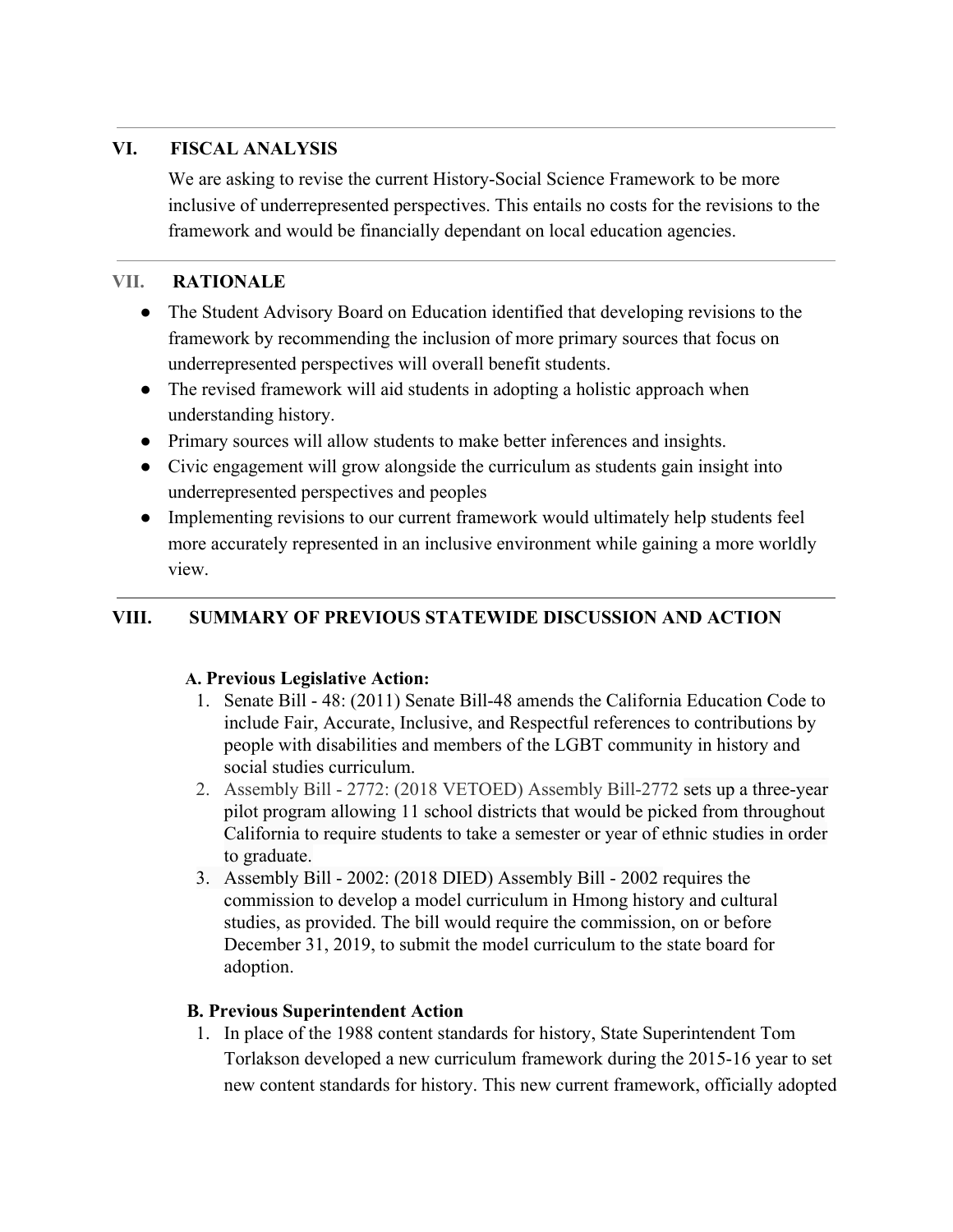## VI. FISCAL ANALYSIS

We are asking to revise the current History-Social Science Framework to be more inclusive of underrepresented perspectives. This entails no costs for the revisions to the framework and would be financially dependant on local education agencies.

## VII. RATIONALE

- The Student Advisory Board on Education identified that developing revisions to the framework by recommending the inclusion of more primary sources that focus on underrepresented perspectives will overall benefit students.
- The revised framework will aid students in adopting a holistic approach when understanding history.
- Primary sources will allow students to make better inferences and insights.
- Civic engagement will grow alongside the curriculum as students gain insight into underrepresented perspectives and peoples
- Implementing revisions to our current framework would ultimately help students feel more accurately represented in an inclusive environment while gaining a more worldly view.

## VIII. SUMMARY OF PREVIOUS STATEWIDE DISCUSSION AND ACTION

### A. Previous Legislative Action:

1. Senate Bill - 48: (2011) Senate Bill-48 amends the California Education Code to include Fair, Accurate, Inclusive, and Respectful references to contributions by people with disabilities and members of the LGBT community in history and social studies curriculum.
2. Assembly Bill - 2772: (2018 VETOED) Assembly Bill-2772 sets up a three-year pilot program allowing 11 school districts that would be picked from throughout California to require students to take a semester or year of ethnic studies in order to graduate.
3. Assembly Bill - 2002: (2018 DIED) Assembly Bill - 2002 requires the commission to develop a model curriculum in Hmong history and cultural studies, as provided. The bill would require the commission, on or before December 31, 2019, to submit the model curriculum to the state board for adoption.

### B. Previous Superintendent Action

1. In place of the 1988 content standards for history, State Superintendent Tom Torlakson developed a new curriculum framework during the 2015-16 year to set new content standards for history. This new current framework, officially adopted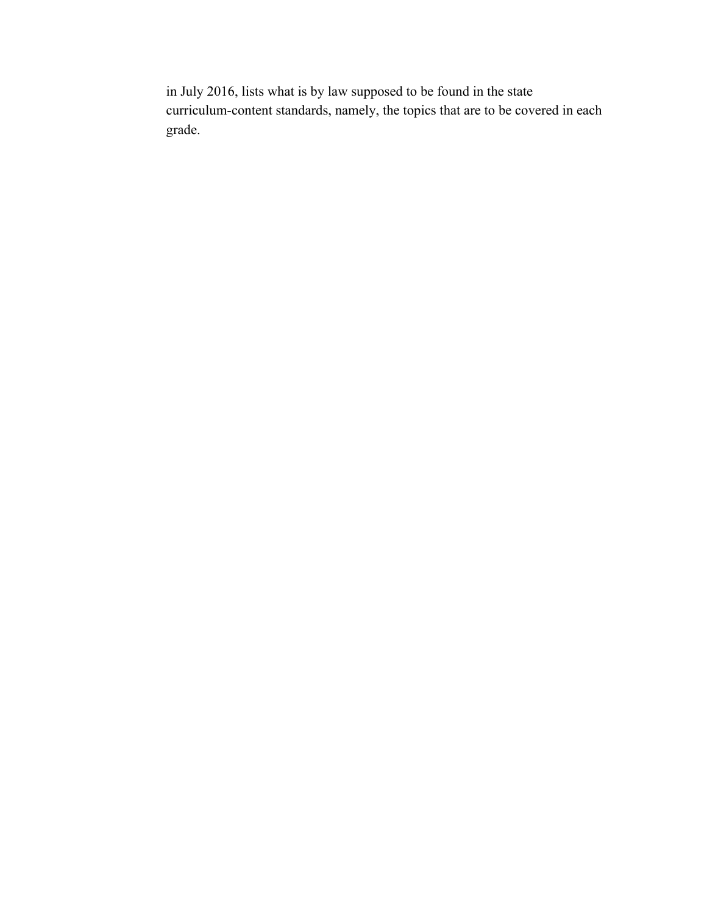in July 2016, lists what is by law supposed to be found in the state curriculum-content standards, namely, the topics that are to be covered in each grade.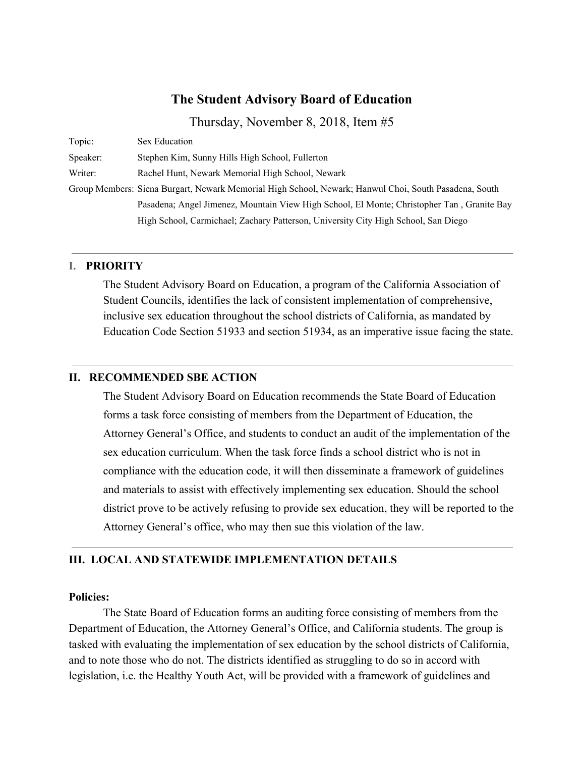# The Student Advisory Board of Education

Thursday, November 8, 2018, Item #5

Topic: Sex Education

Speaker: Stephen Kim, Sunny Hills High School, Fullerton

Writer: Rachel Hunt, Newark Memorial High School, Newark

Group Members: Siena Burgart, Newark Memorial High School, Newark; Hanwul Choi, South Pasadena, South Pasadena; Angel Jimenez, Mountain View High School, El Monte; Christopher Tan , Granite Bay High School, Carmichael; Zachary Patterson, University City High School, San Diego

---

## I. PRIORITY

The Student Advisory Board on Education, a program of the California Association of Student Councils, identifies the lack of consistent implementation of comprehensive, inclusive sex education throughout the school districts of California, as mandated by Education Code Section 51933 and section 51934, as an imperative issue facing the state.

---

## II. RECOMMENDED SBE ACTION

The Student Advisory Board on Education recommends the State Board of Education forms a task force consisting of members from the Department of Education, the Attorney General's Office, and students to conduct an audit of the implementation of the sex education curriculum. When the task force finds a school district who is not in compliance with the education code, it will then disseminate a framework of guidelines and materials to assist with effectively implementing sex education. Should the school district prove to be actively refusing to provide sex education, they will be reported to the Attorney General's office, who may then sue this violation of the law.

---

## III. LOCAL AND STATEWIDE IMPLEMENTATION DETAILS

**Policies:**

The State Board of Education forms an auditing force consisting of members from the Department of Education, the Attorney General's Office, and California students. The group is tasked with evaluating the implementation of sex education by the school districts of California, and to note those who do not. The districts identified as struggling to do so in accord with legislation, i.e. the Healthy Youth Act, will be provided with a framework of guidelines and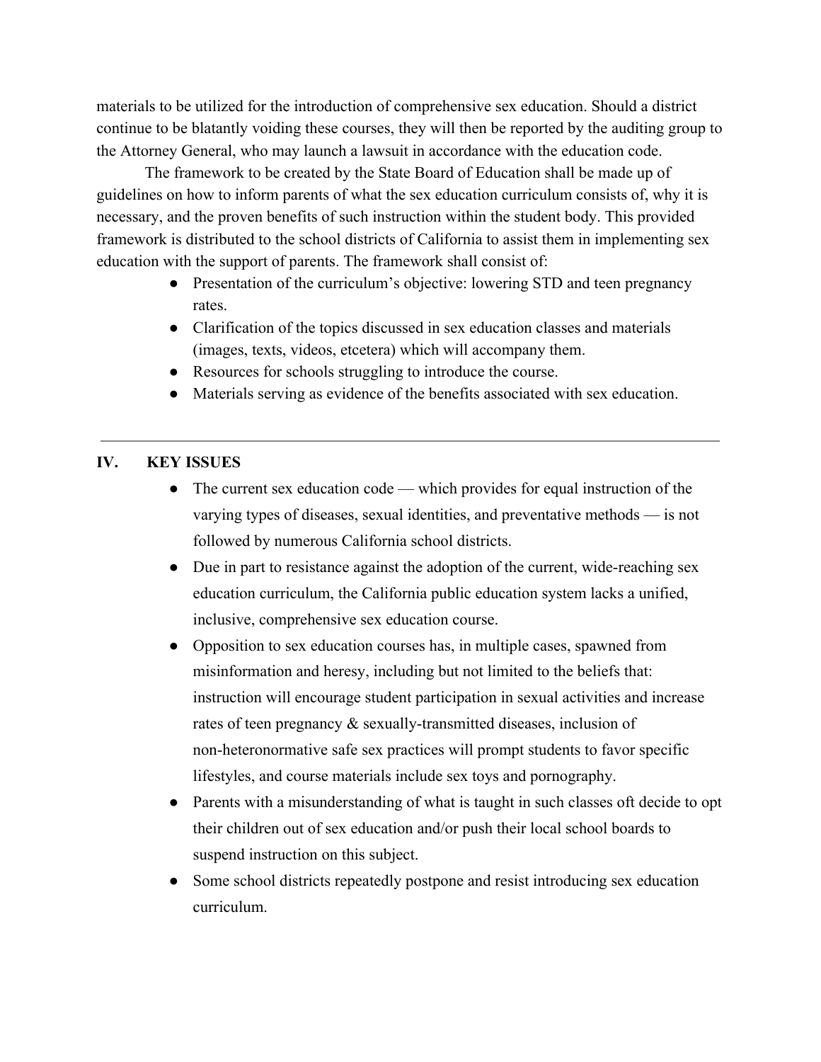materials to be utilized for the introduction of comprehensive sex education. Should a district continue to be blatantly voiding these courses, they will then be reported by the auditing group to the Attorney General, who may launch a lawsuit in accordance with the education code.

The framework to be created by the State Board of Education shall be made up of guidelines on how to inform parents of what the sex education curriculum consists of, why it is necessary, and the proven benefits of such instruction within the student body. This provided framework is distributed to the school districts of California to assist them in implementing sex education with the support of parents. The framework shall consist of:

- Presentation of the curriculum's objective: lowering STD and teen pregnancy rates.
- Clarification of the topics discussed in sex education classes and materials (images, texts, videos, etcetera) which will accompany them.
- Resources for schools struggling to introduce the course.
- Materials serving as evidence of the benefits associated with sex education.

---

## IV. KEY ISSUES

- The current sex education code — which provides for equal instruction of the varying types of diseases, sexual identities, and preventative methods — is not followed by numerous California school districts.
- Due in part to resistance against the adoption of the current, wide-reaching sex education curriculum, the California public education system lacks a unified, inclusive, comprehensive sex education course.
- Opposition to sex education courses has, in multiple cases, spawned from misinformation and heresy, including but not limited to the beliefs that: instruction will encourage student participation in sexual activities and increase rates of teen pregnancy & sexually-transmitted diseases, inclusion of non-heteronormative safe sex practices will prompt students to favor specific lifestyles, and course materials include sex toys and pornography.
- Parents with a misunderstanding of what is taught in such classes oft decide to opt their children out of sex education and/or push their local school boards to suspend instruction on this subject.
- Some school districts repeatedly postpone and resist introducing sex education curriculum.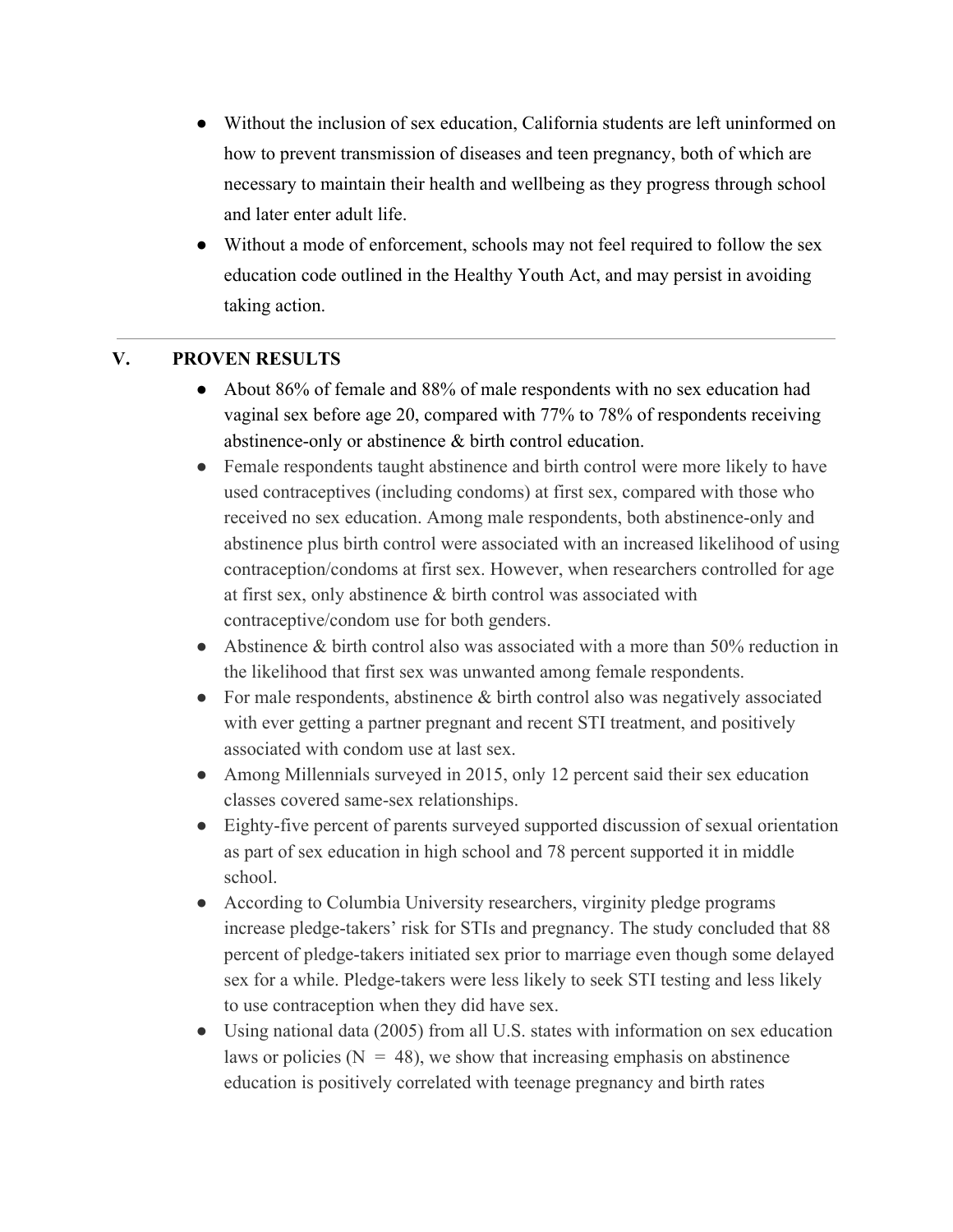- Without the inclusion of sex education, California students are left uninformed on how to prevent transmission of diseases and teen pregnancy, both of which are necessary to maintain their health and wellbeing as they progress through school and later enter adult life.
- Without a mode of enforcement, schools may not feel required to follow the sex education code outlined in the Healthy Youth Act, and may persist in avoiding taking action.

---

## V. PROVEN RESULTS

- About 86% of female and 88% of male respondents with no sex education had vaginal sex before age 20, compared with 77% to 78% of respondents receiving abstinence-only or abstinence & birth control education.
- Female respondents taught abstinence and birth control were more likely to have used contraceptives (including condoms) at first sex, compared with those who received no sex education. Among male respondents, both abstinence-only and abstinence plus birth control were associated with an increased likelihood of using contraception/condoms at first sex. However, when researchers controlled for age at first sex, only abstinence & birth control was associated with contraceptive/condom use for both genders.
- Abstinence & birth control also was associated with a more than 50% reduction in the likelihood that first sex was unwanted among female respondents.
- For male respondents, abstinence & birth control also was negatively associated with ever getting a partner pregnant and recent STI treatment, and positively associated with condom use at last sex.
- Among Millennials surveyed in 2015, only 12 percent said their sex education classes covered same-sex relationships.
- Eighty-five percent of parents surveyed supported discussion of sexual orientation as part of sex education in high school and 78 percent supported it in middle school.
- According to Columbia University researchers, virginity pledge programs increase pledge-takers' risk for STIs and pregnancy. The study concluded that 88 percent of pledge-takers initiated sex prior to marriage even though some delayed sex for a while. Pledge-takers were less likely to seek STI testing and less likely to use contraception when they did have sex.
- Using national data (2005) from all U.S. states with information on sex education laws or policies ($N = 48$), we show that increasing emphasis on abstinence education is positively correlated with teenage pregnancy and birth rates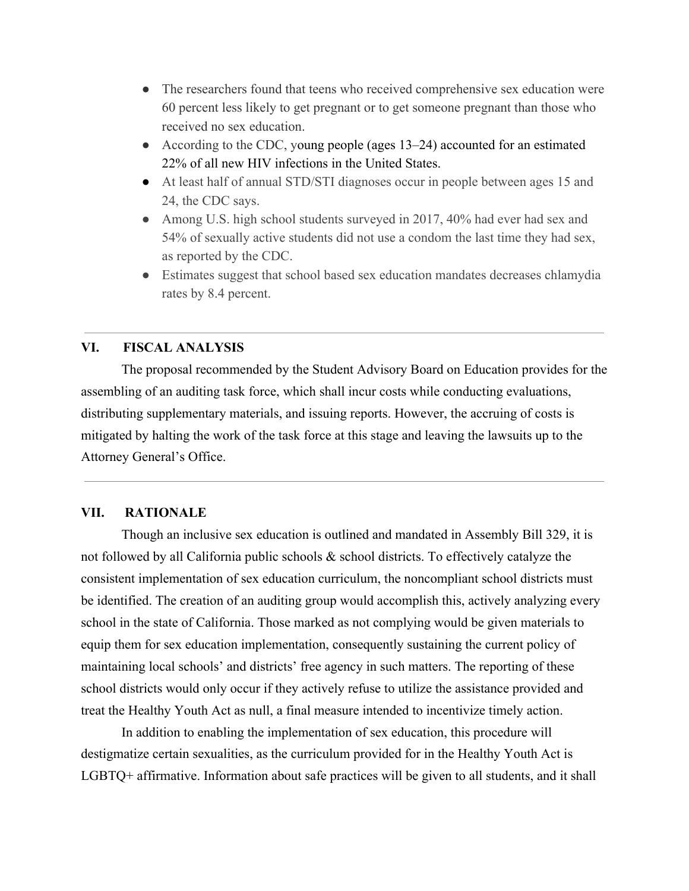- The researchers found that teens who received comprehensive sex education were 60 percent less likely to get pregnant or to get someone pregnant than those who received no sex education.
- According to the CDC, young people (ages 13–24) accounted for an estimated 22% of all new HIV infections in the United States.
- At least half of annual STD/STI diagnoses occur in people between ages 15 and 24, the CDC says.
- Among U.S. high school students surveyed in 2017, 40% had ever had sex and 54% of sexually active students did not use a condom the last time they had sex, as reported by the CDC.
- Estimates suggest that school based sex education mandates decreases chlamydia rates by 8.4 percent.

---

## VI. FISCAL ANALYSIS

The proposal recommended by the Student Advisory Board on Education provides for the assembling of an auditing task force, which shall incur costs while conducting evaluations, distributing supplementary materials, and issuing reports. However, the accruing of costs is mitigated by halting the work of the task force at this stage and leaving the lawsuits up to the Attorney General's Office.

---

## VII. RATIONALE

Though an inclusive sex education is outlined and mandated in Assembly Bill 329, it is not followed by all California public schools & school districts. To effectively catalyze the consistent implementation of sex education curriculum, the noncompliant school districts must be identified. The creation of an auditing group would accomplish this, actively analyzing every school in the state of California. Those marked as not complying would be given materials to equip them for sex education implementation, consequently sustaining the current policy of maintaining local schools' and districts' free agency in such matters. The reporting of these school districts would only occur if they actively refuse to utilize the assistance provided and treat the Healthy Youth Act as null, a final measure intended to incentivize timely action.

In addition to enabling the implementation of sex education, this procedure will destigmatize certain sexualities, as the curriculum provided for in the Healthy Youth Act is LGBTQ+ affirmative. Information about safe practices will be given to all students, and it shall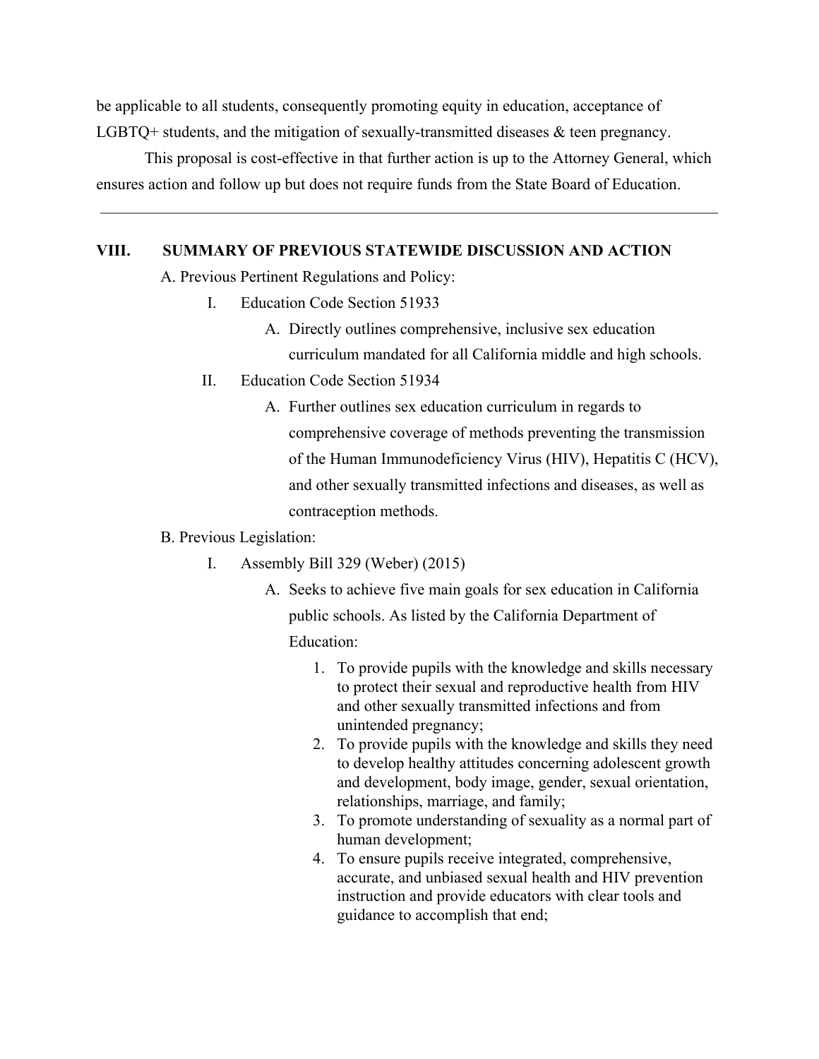be applicable to all students, consequently promoting equity in education, acceptance of LGBTQ+ students, and the mitigation of sexually-transmitted diseases & teen pregnancy.

This proposal is cost-effective in that further action is up to the Attorney General, which ensures action and follow up but does not require funds from the State Board of Education.

---

## VIII. SUMMARY OF PREVIOUS STATEWIDE DISCUSSION AND ACTION

A. Previous Pertinent Regulations and Policy:

- I. Education Code Section 51933
  - A. Directly outlines comprehensive, inclusive sex education curriculum mandated for all California middle and high schools.
- II. Education Code Section 51934
  - A. Further outlines sex education curriculum in regards to comprehensive coverage of methods preventing the transmission of the Human Immunodeficiency Virus (HIV), Hepatitis C (HCV), and other sexually transmitted infections and diseases, as well as contraception methods.

B. Previous Legislation:

- I. Assembly Bill 329 (Weber) (2015)
  - A. Seeks to achieve five main goals for sex education in California public schools. As listed by the California Department of Education:
    1. To provide pupils with the knowledge and skills necessary to protect their sexual and reproductive health from HIV and other sexually transmitted infections and from unintended pregnancy;
    2. To provide pupils with the knowledge and skills they need to develop healthy attitudes concerning adolescent growth and development, body image, gender, sexual orientation, relationships, marriage, and family;
    3. To promote understanding of sexuality as a normal part of human development;
    4. To ensure pupils receive integrated, comprehensive, accurate, and unbiased sexual health and HIV prevention instruction and provide educators with clear tools and guidance to accomplish that end;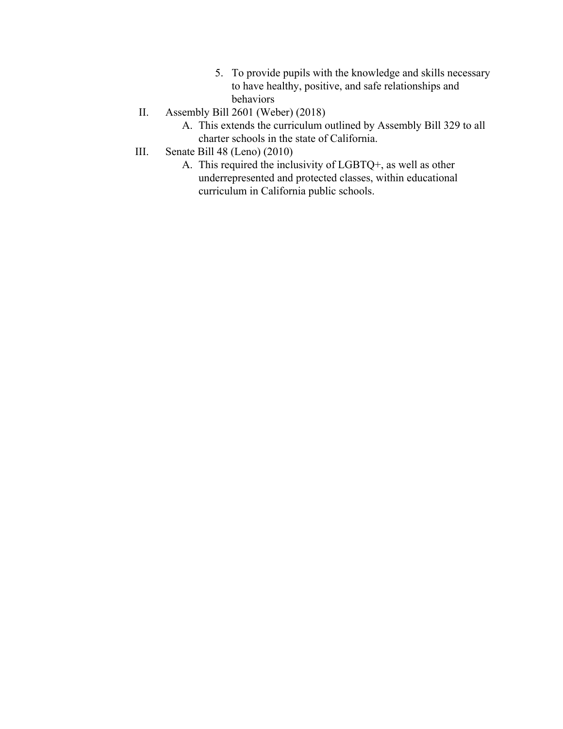5. To provide pupils with the knowledge and skills necessary to have healthy, positive, and safe relationships and behaviors

II. Assembly Bill 2601 (Weber) (2018)
   A. This extends the curriculum outlined by Assembly Bill 329 to all charter schools in the state of California.

III. Senate Bill 48 (Leno) (2010)
   A. This required the inclusivity of LGBTQ+, as well as other underrepresented and protected classes, within educational curriculum in California public schools.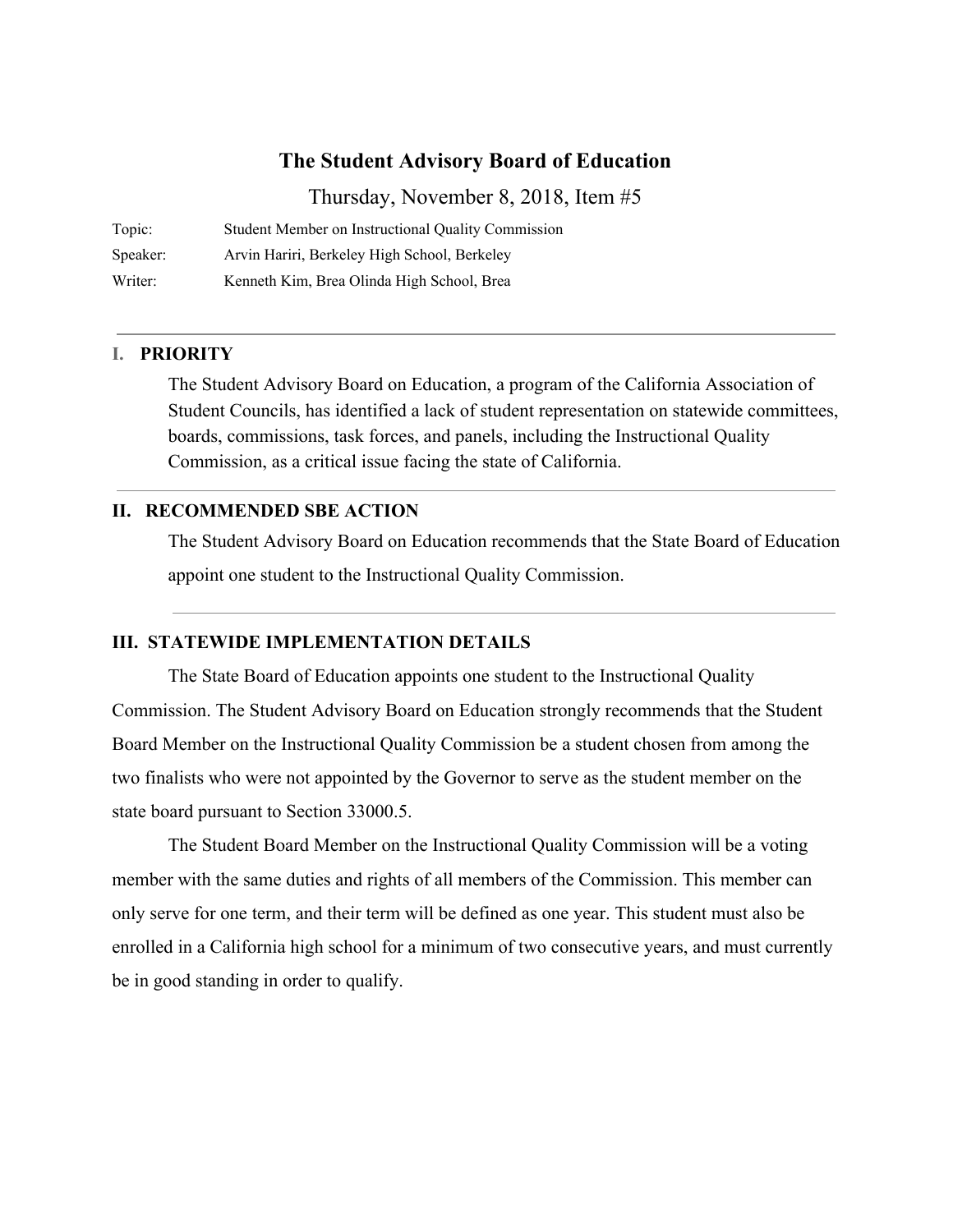# The Student Advisory Board of Education

Thursday, November 8, 2018, Item #5

Topic: Student Member on Instructional Quality Commission
Speaker: Arvin Hariri, Berkeley High School, Berkeley
Writer: Kenneth Kim, Brea Olinda High School, Brea

---

## I. PRIORITY

The Student Advisory Board on Education, a program of the California Association of Student Councils, has identified a lack of student representation on statewide committees, boards, commissions, task forces, and panels, including the Instructional Quality Commission, as a critical issue facing the state of California.

## II. RECOMMENDED SBE ACTION

The Student Advisory Board on Education recommends that the State Board of Education appoint one student to the Instructional Quality Commission.

## III. STATEWIDE IMPLEMENTATION DETAILS

The State Board of Education appoints one student to the Instructional Quality Commission. The Student Advisory Board on Education strongly recommends that the Student Board Member on the Instructional Quality Commission be a student chosen from among the two finalists who were not appointed by the Governor to serve as the student member on the state board pursuant to Section 33000.5.

The Student Board Member on the Instructional Quality Commission will be a voting member with the same duties and rights of all members of the Commission. This member can only serve for one term, and their term will be defined as one year. This student must also be enrolled in a California high school for a minimum of two consecutive years, and must currently be in good standing in order to qualify.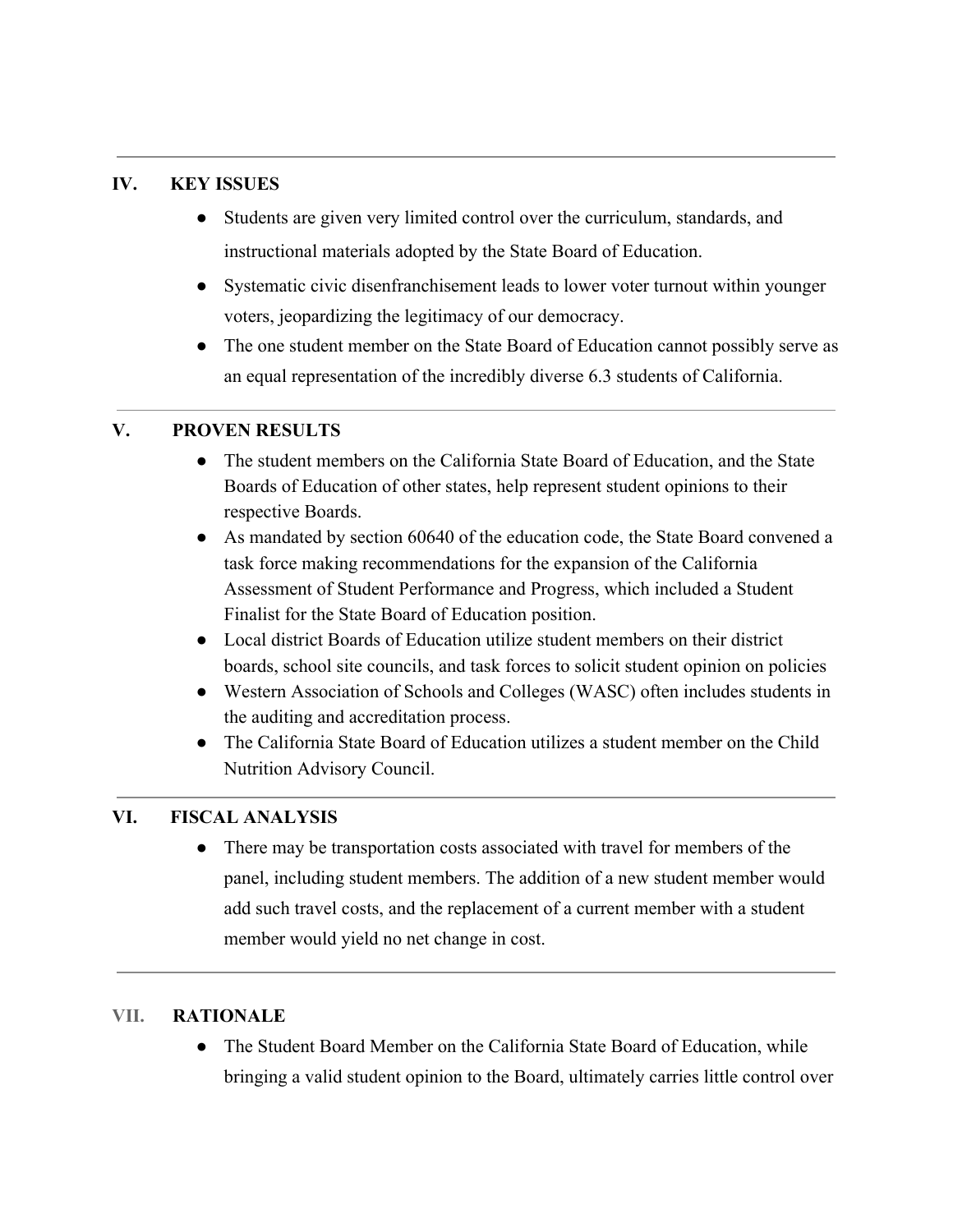## IV. KEY ISSUES

- Students are given very limited control over the curriculum, standards, and instructional materials adopted by the State Board of Education.
- Systematic civic disenfranchisement leads to lower voter turnout within younger voters, jeopardizing the legitimacy of our democracy.
- The one student member on the State Board of Education cannot possibly serve as an equal representation of the incredibly diverse 6.3 students of California.

## V. PROVEN RESULTS

- The student members on the California State Board of Education, and the State Boards of Education of other states, help represent student opinions to their respective Boards.
- As mandated by section 60640 of the education code, the State Board convened a task force making recommendations for the expansion of the California Assessment of Student Performance and Progress, which included a Student Finalist for the State Board of Education position.
- Local district Boards of Education utilize student members on their district boards, school site councils, and task forces to solicit student opinion on policies
- Western Association of Schools and Colleges (WASC) often includes students in the auditing and accreditation process.
- The California State Board of Education utilizes a student member on the Child Nutrition Advisory Council.

## VI. FISCAL ANALYSIS

- There may be transportation costs associated with travel for members of the panel, including student members. The addition of a new student member would add such travel costs, and the replacement of a current member with a student member would yield no net change in cost.

## VII. RATIONALE

- The Student Board Member on the California State Board of Education, while bringing a valid student opinion to the Board, ultimately carries little control over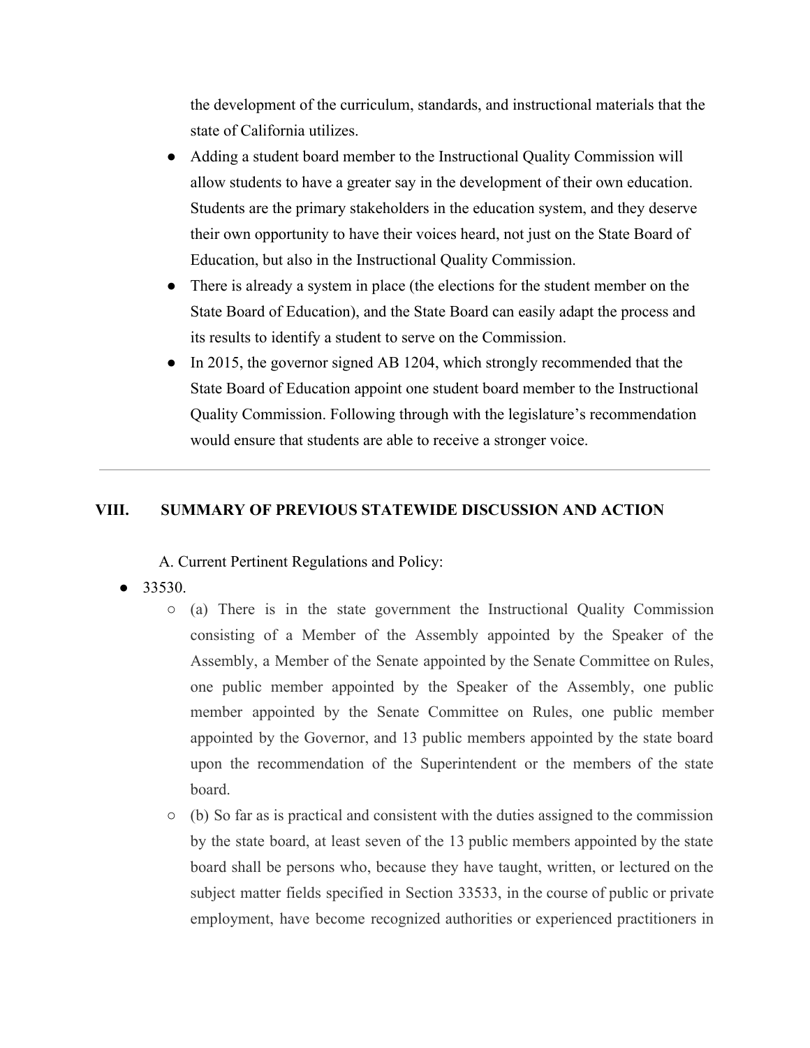the development of the curriculum, standards, and instructional materials that the state of California utilizes.

- Adding a student board member to the Instructional Quality Commission will allow students to have a greater say in the development of their own education. Students are the primary stakeholders in the education system, and they deserve their own opportunity to have their voices heard, not just on the State Board of Education, but also in the Instructional Quality Commission.
- There is already a system in place (the elections for the student member on the State Board of Education), and the State Board can easily adapt the process and its results to identify a student to serve on the Commission.
- In 2015, the governor signed AB 1204, which strongly recommended that the State Board of Education appoint one student board member to the Instructional Quality Commission. Following through with the legislature's recommendation would ensure that students are able to receive a stronger voice.

---

## VIII. SUMMARY OF PREVIOUS STATEWIDE DISCUSSION AND ACTION

A. Current Pertinent Regulations and Policy:

- 33530.
  - (a) There is in the state government the Instructional Quality Commission consisting of a Member of the Assembly appointed by the Speaker of the Assembly, a Member of the Senate appointed by the Senate Committee on Rules, one public member appointed by the Speaker of the Assembly, one public member appointed by the Senate Committee on Rules, one public member appointed by the Governor, and 13 public members appointed by the state board upon the recommendation of the Superintendent or the members of the state board.
  - (b) So far as is practical and consistent with the duties assigned to the commission by the state board, at least seven of the 13 public members appointed by the state board shall be persons who, because they have taught, written, or lectured on the subject matter fields specified in Section 33533, in the course of public or private employment, have become recognized authorities or experienced practitioners in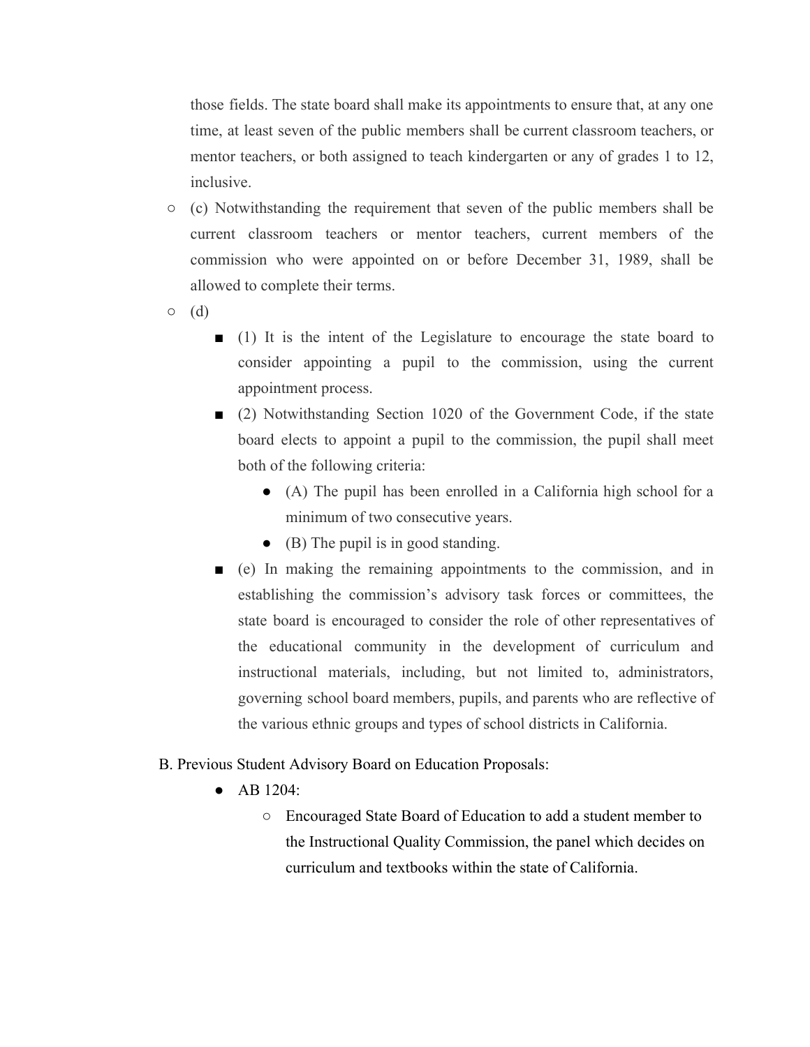those fields. The state board shall make its appointments to ensure that, at any one time, at least seven of the public members shall be current classroom teachers, or mentor teachers, or both assigned to teach kindergarten or any of grades 1 to 12, inclusive.

- (c) Notwithstanding the requirement that seven of the public members shall be current classroom teachers or mentor teachers, current members of the commission who were appointed on or before December 31, 1989, shall be allowed to complete their terms.
- (d)
    - (1) It is the intent of the Legislature to encourage the state board to consider appointing a pupil to the commission, using the current appointment process.
    - (2) Notwithstanding Section 1020 of the Government Code, if the state board elects to appoint a pupil to the commission, the pupil shall meet both of the following criteria:
        - (A) The pupil has been enrolled in a California high school for a minimum of two consecutive years.
        - (B) The pupil is in good standing.
    - (e) In making the remaining appointments to the commission, and in establishing the commission's advisory task forces or committees, the state board is encouraged to consider the role of other representatives of the educational community in the development of curriculum and instructional materials, including, but not limited to, administrators, governing school board members, pupils, and parents who are reflective of the various ethnic groups and types of school districts in California.

B. Previous Student Advisory Board on Education Proposals:

- AB 1204:
    - Encouraged State Board of Education to add a student member to the Instructional Quality Commission, the panel which decides on curriculum and textbooks within the state of California.